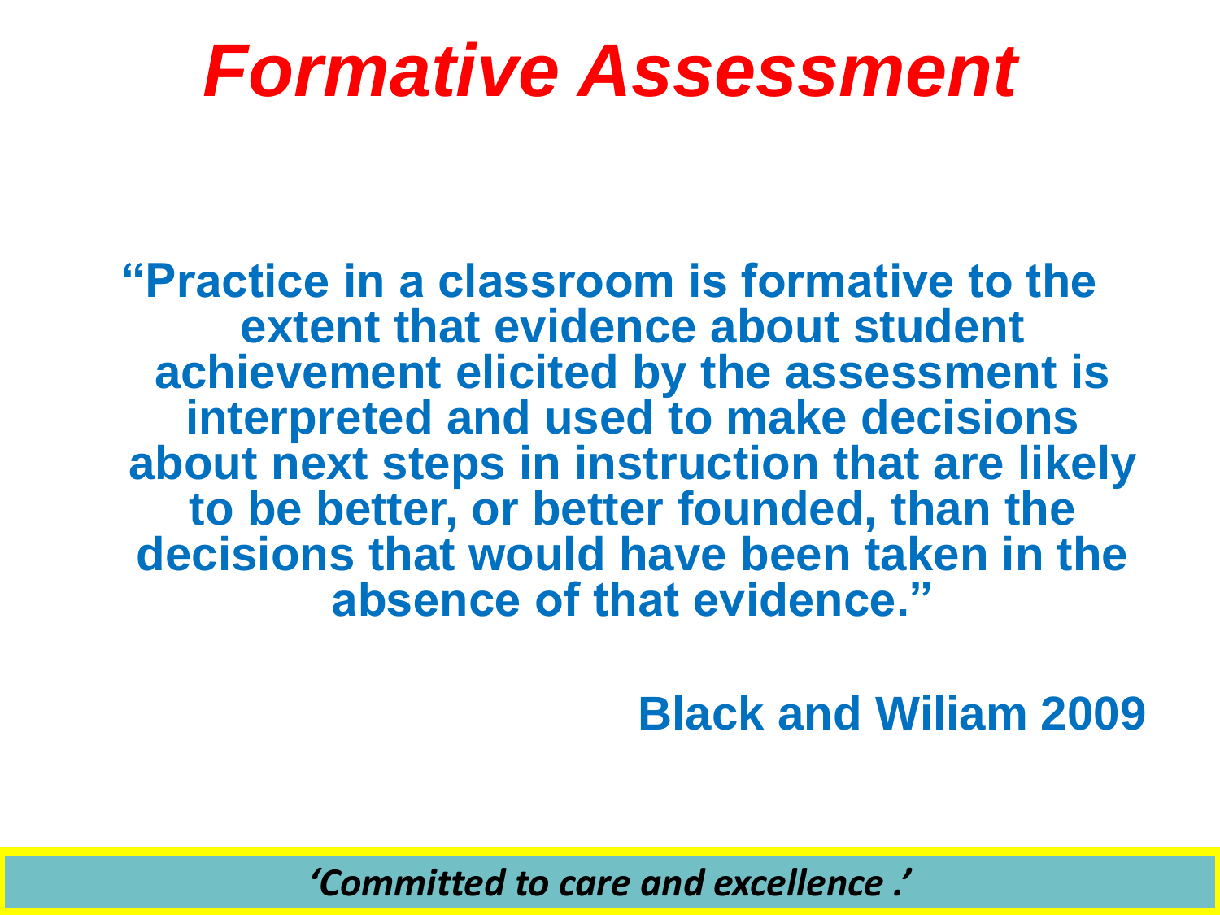# *Formative Assessment*

**"Practice in a classroom is formative to the extent that evidence about student achievement elicited by the assessment is interpreted and used to make decisions about next steps in instruction that are likely to be better, or better founded, than the decisions that would have been taken in the absence of that evidence."**

**Black and Wiliam 2009**

*'Committed to care and excellence .'*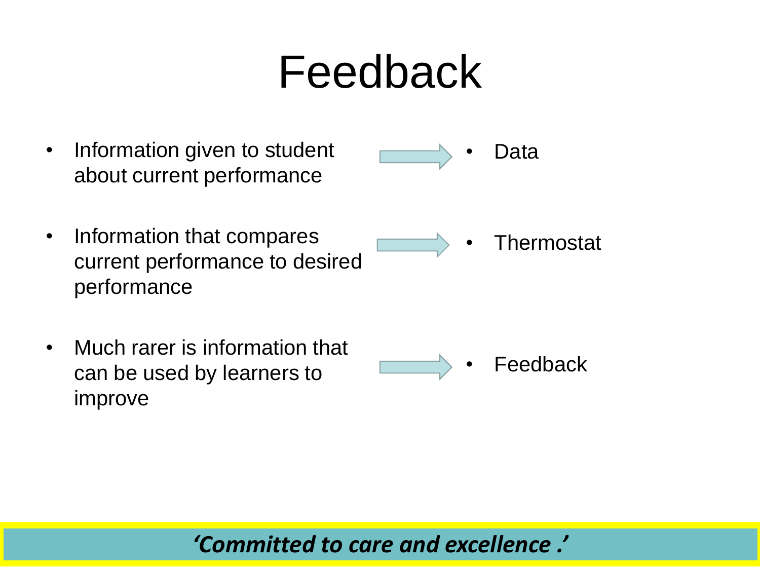# Feedback

| | |
|---|---|
| Information given to student about current performance | Data |
| Information that compares current performance to desired performance | Thermostat |
| Much rarer is information that can be used by learners to improve | Feedback |

***'Committed to care and excellence .'***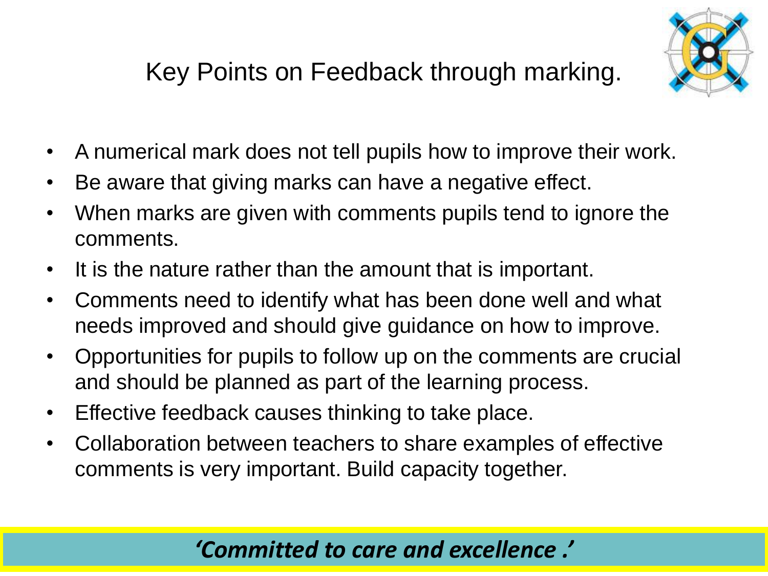# Key Points on Feedback through marking.

- A numerical mark does not tell pupils how to improve their work.
- Be aware that giving marks can have a negative effect.
- When marks are given with comments pupils tend to ignore the comments.
- It is the nature rather than the amount that is important.
- Comments need to identify what has been done well and what needs improved and should give guidance on how to improve.
- Opportunities for pupils to follow up on the comments are crucial and should be planned as part of the learning process.
- Effective feedback causes thinking to take place.
- Collaboration between teachers to share examples of effective comments is very important. Build capacity together.

***'Committed to care and excellence .'***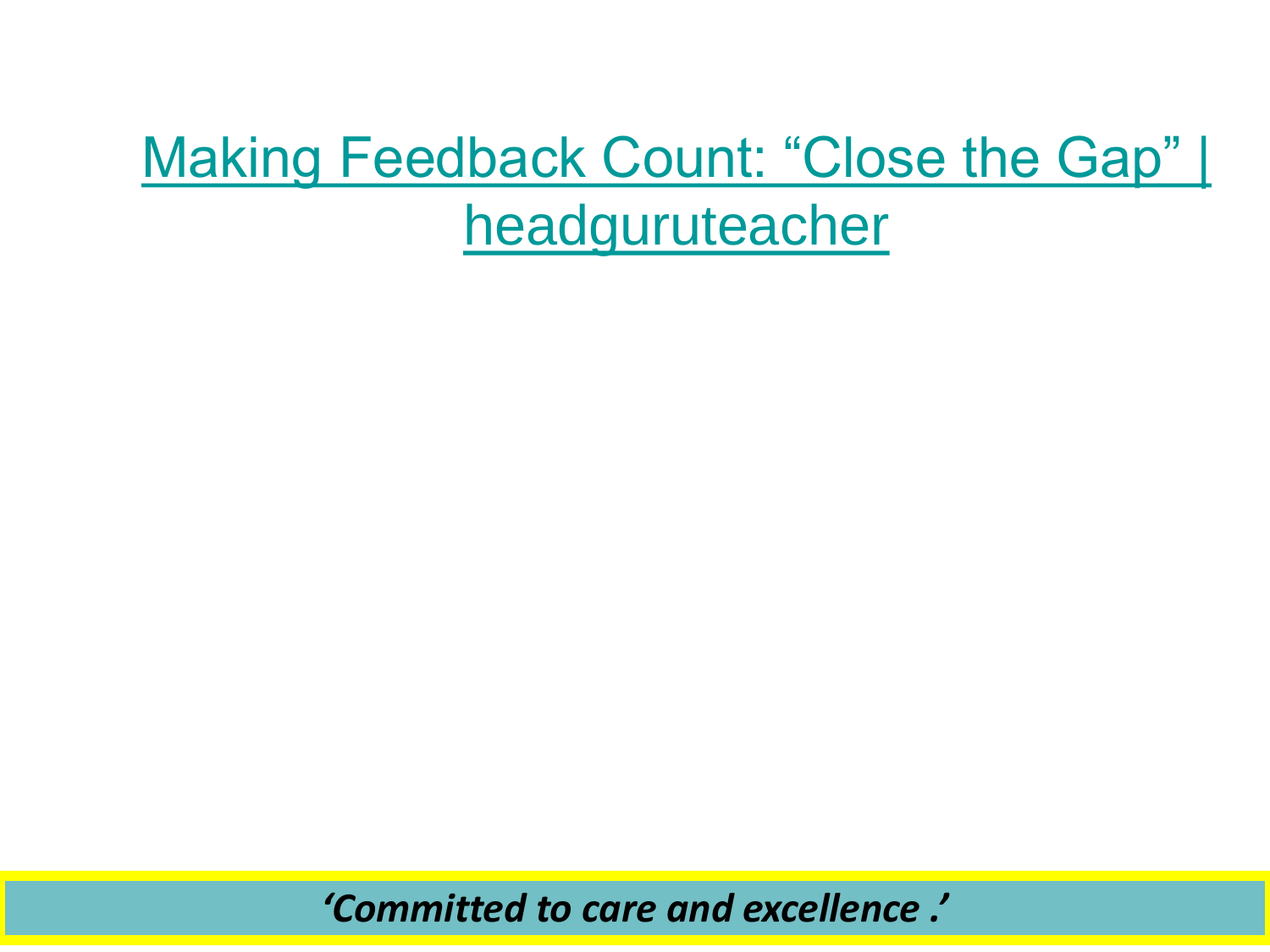Making Feedback Count: “Close the Gap” | headguruteacher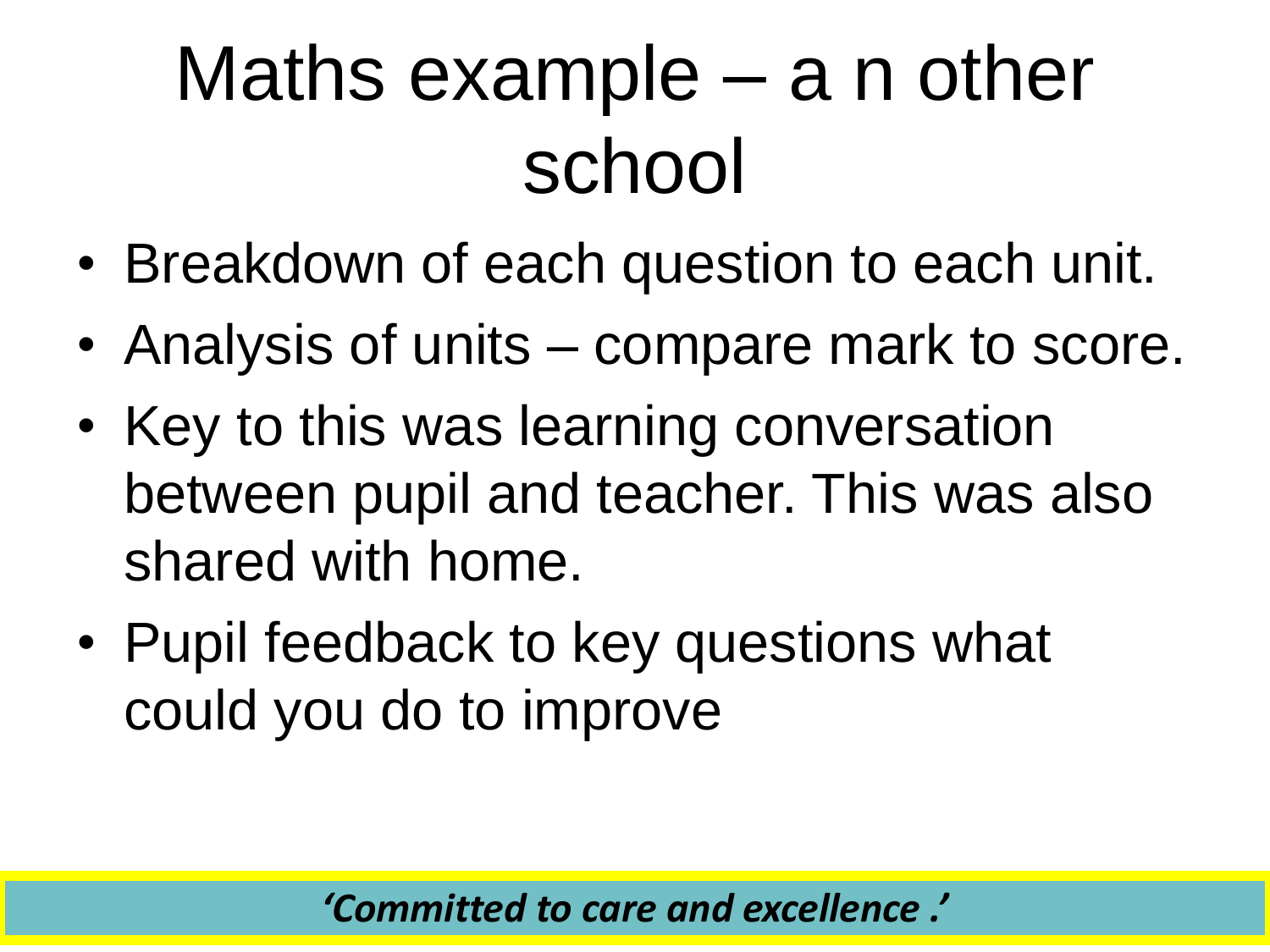# Maths example – a n other school

- Breakdown of each question to each unit.
- Analysis of units – compare mark to score.
- Key to this was learning conversation between pupil and teacher. This was also shared with home.
- Pupil feedback to key questions what could you do to improve

***'Committed to care and excellence .'***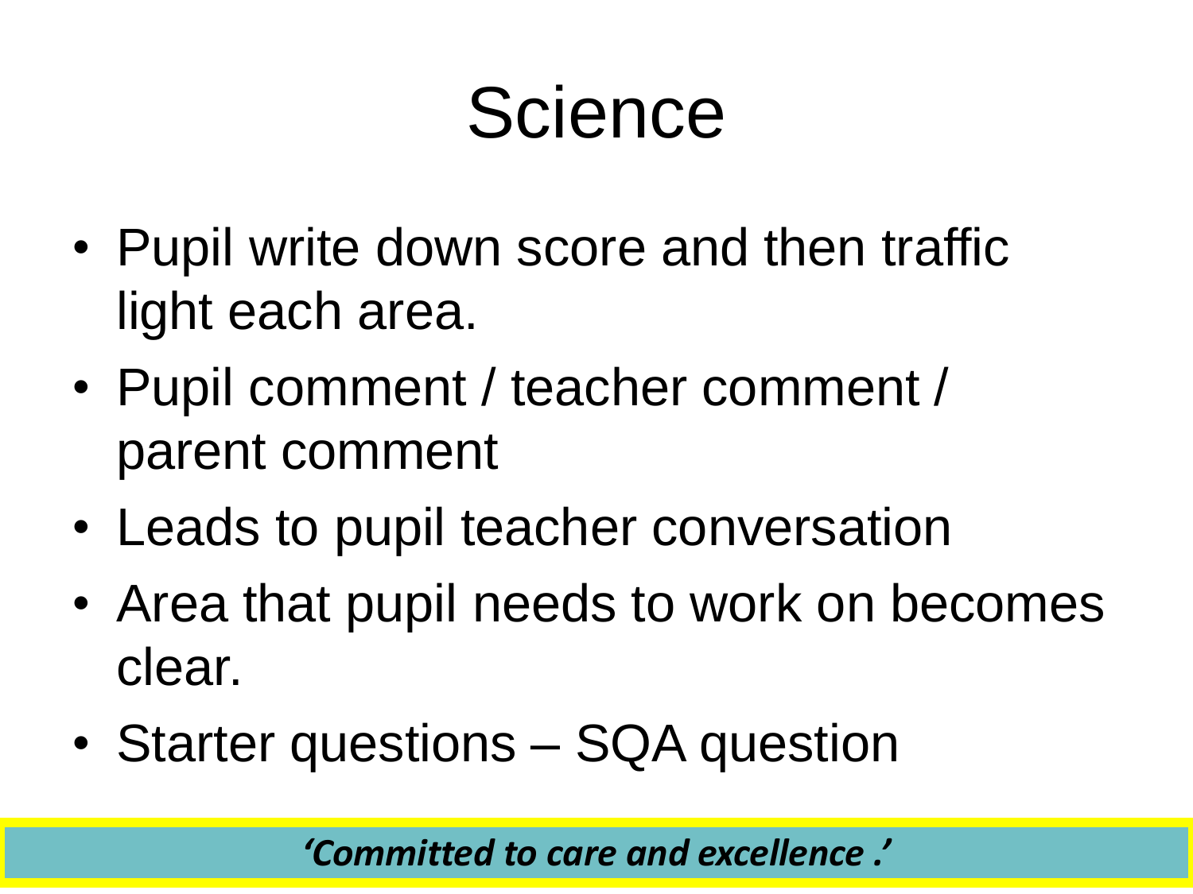# Science

- Pupil write down score and then traffic light each area.
- Pupil comment / teacher comment / parent comment
- Leads to pupil teacher conversation
- Area that pupil needs to work on becomes clear.
- Starter questions – SQA question

***'Committed to care and excellence .'***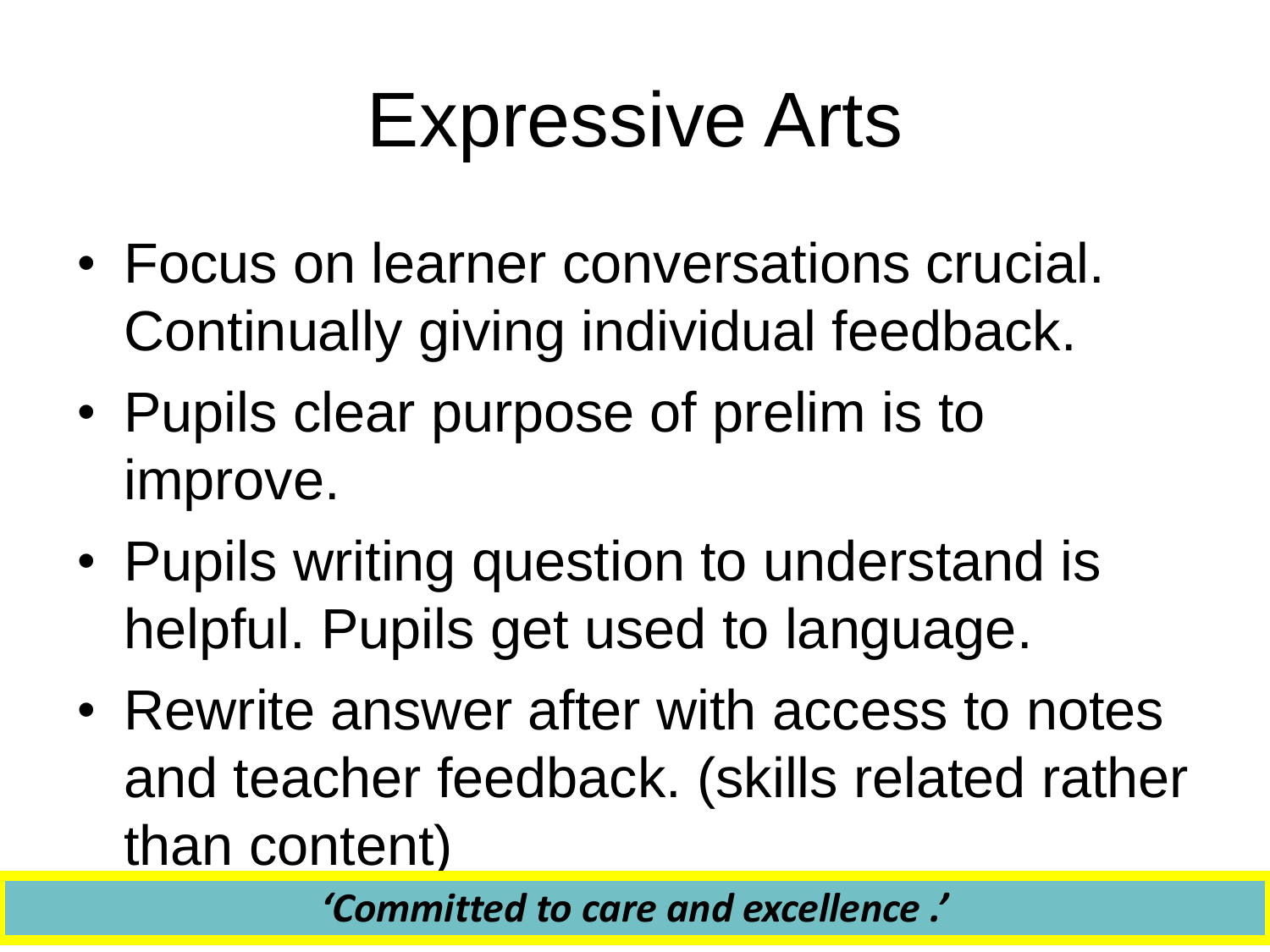# Expressive Arts

- Focus on learner conversations crucial. Continually giving individual feedback.
- Pupils clear purpose of prelim is to improve.
- Pupils writing question to understand is helpful. Pupils get used to language.
- Rewrite answer after with access to notes and teacher feedback. (skills related rather than content)

***'Committed to care and excellence .'***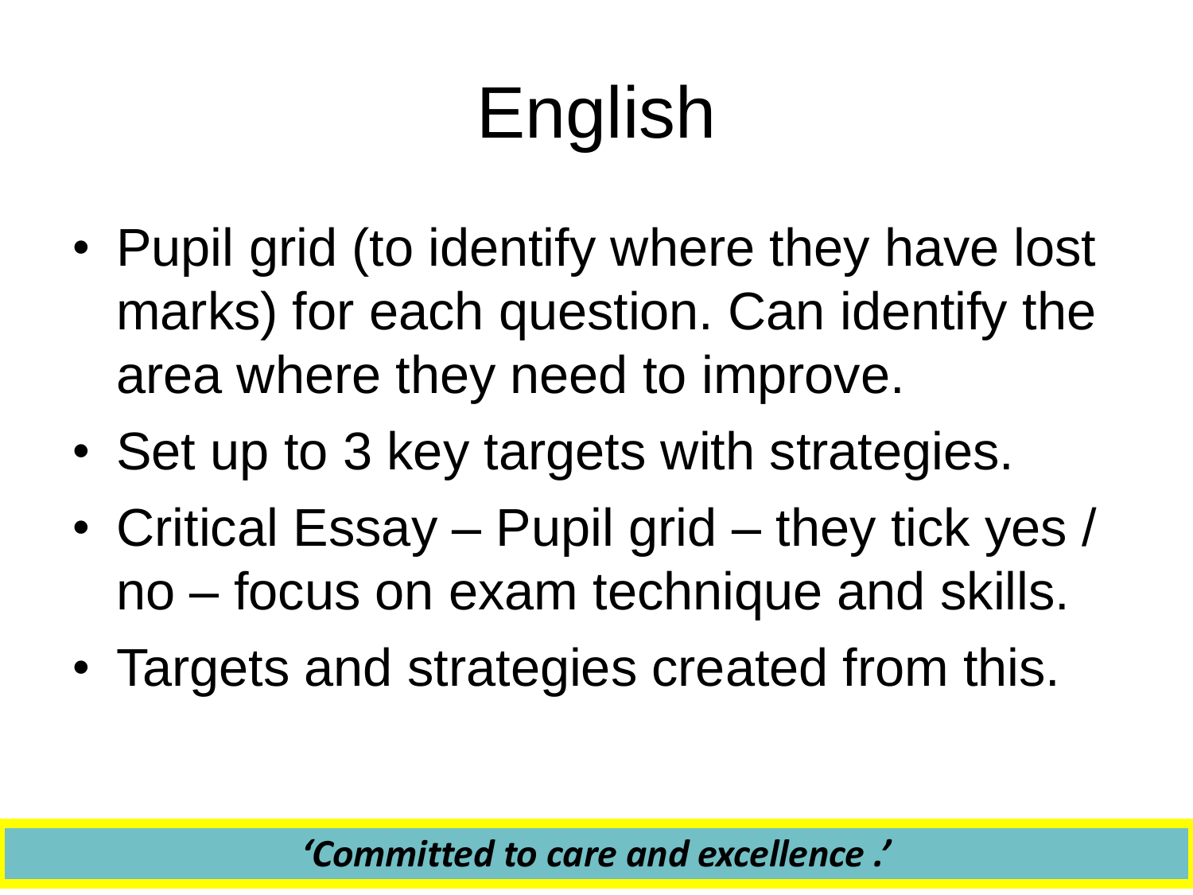# English

- Pupil grid (to identify where they have lost marks) for each question. Can identify the area where they need to improve.
- Set up to 3 key targets with strategies.
- Critical Essay – Pupil grid – they tick yes / no – focus on exam technique and skills.
- Targets and strategies created from this.

***'Committed to care and excellence .'***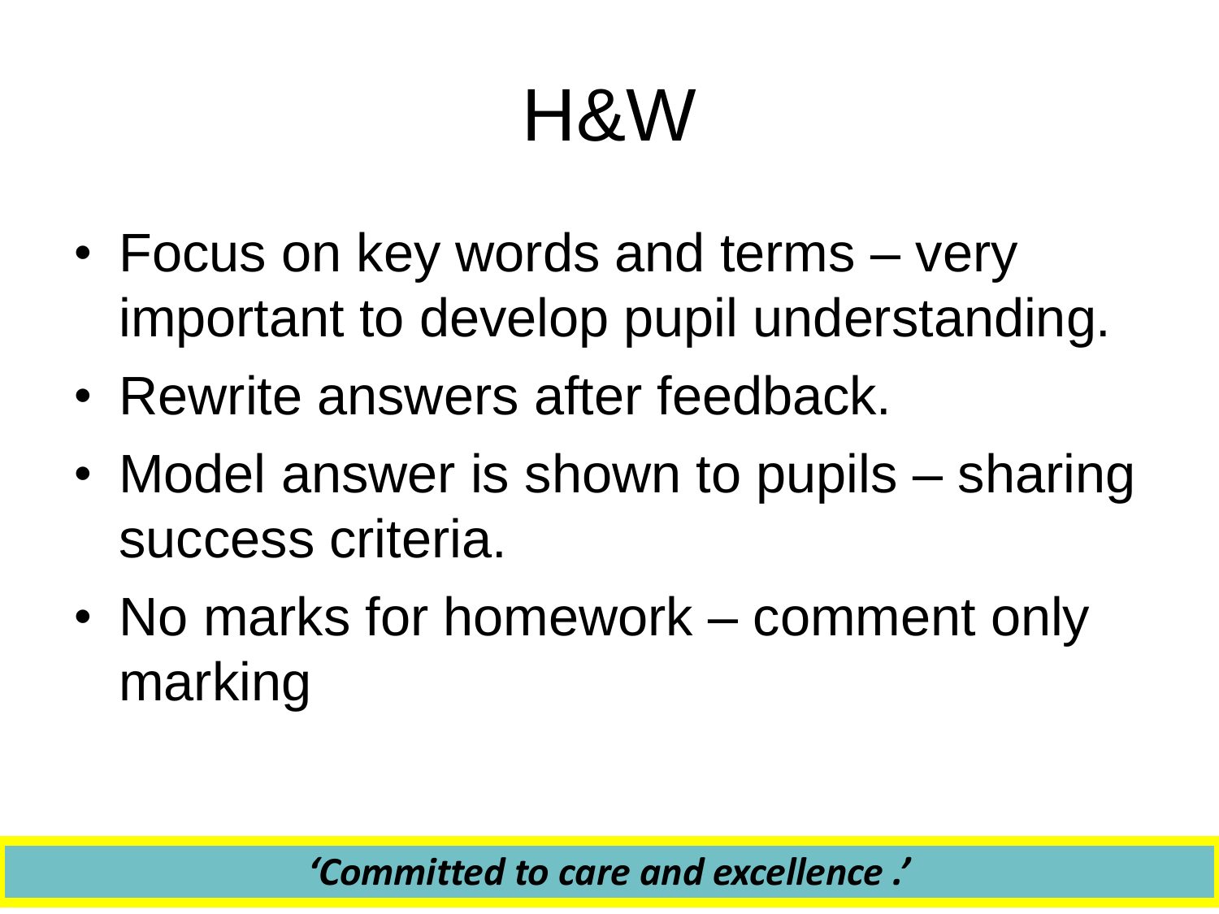# H&W

- Focus on key words and terms – very important to develop pupil understanding.
- Rewrite answers after feedback.
- Model answer is shown to pupils – sharing success criteria.
- No marks for homework – comment only marking

*'Committed to care and excellence .'*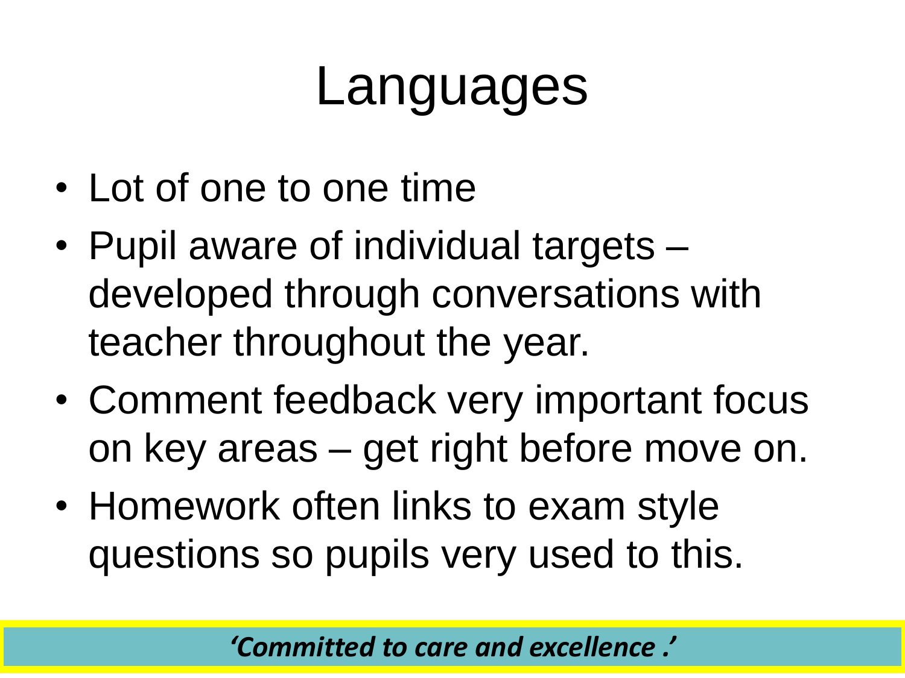# Languages

- Lot of one to one time
- Pupil aware of individual targets – developed through conversations with teacher throughout the year.
- Comment feedback very important focus on key areas – get right before move on.
- Homework often links to exam style questions so pupils very used to this.

***'Committed to care and excellence .'***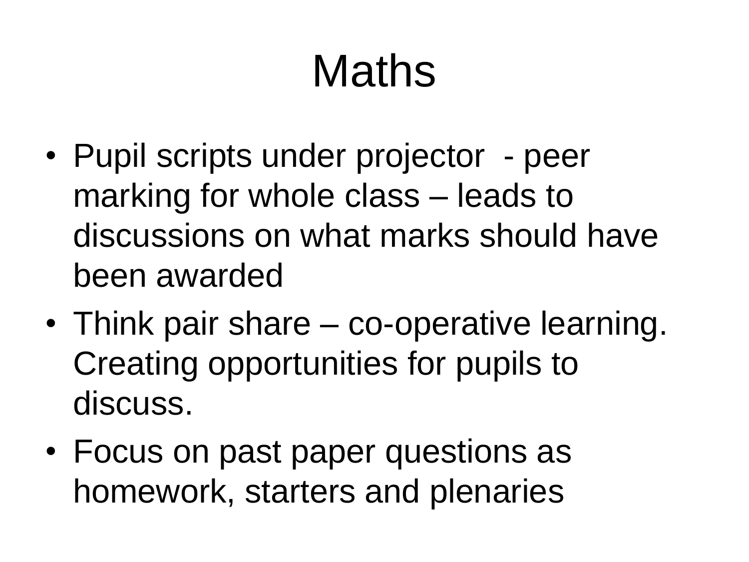# Maths

- Pupil scripts under projector - peer marking for whole class – leads to discussions on what marks should have been awarded
- Think pair share – co-operative learning. Creating opportunities for pupils to discuss.
- Focus on past paper questions as homework, starters and plenaries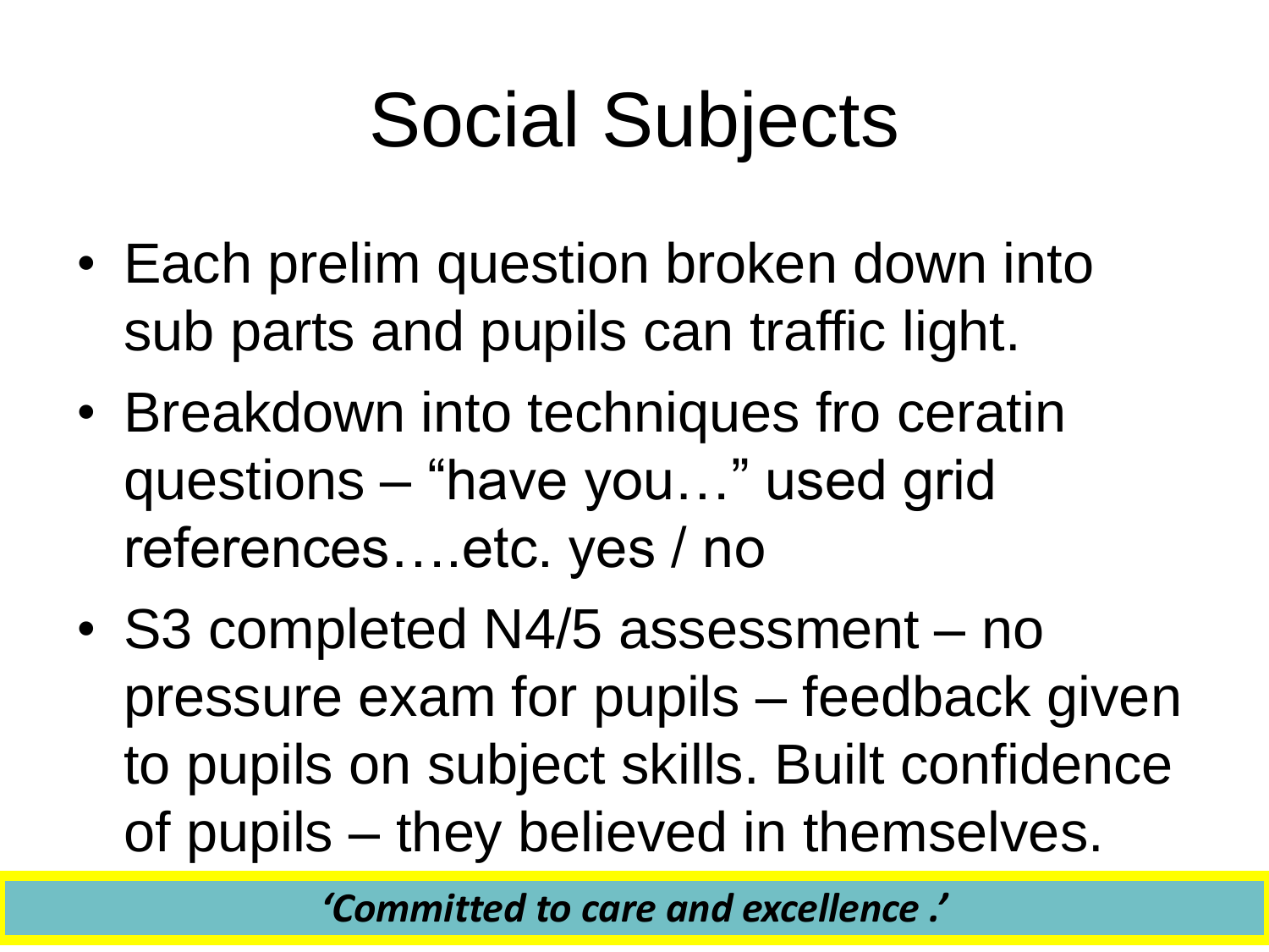# Social Subjects

- Each prelim question broken down into sub parts and pupils can traffic light.
- Breakdown into techniques fro ceratin questions – “have you…” used grid references….etc. yes / no
- S3 completed N4/5 assessment – no pressure exam for pupils – feedback given to pupils on subject skills. Built confidence of pupils – they believed in themselves.

***‘Committed to care and excellence .’***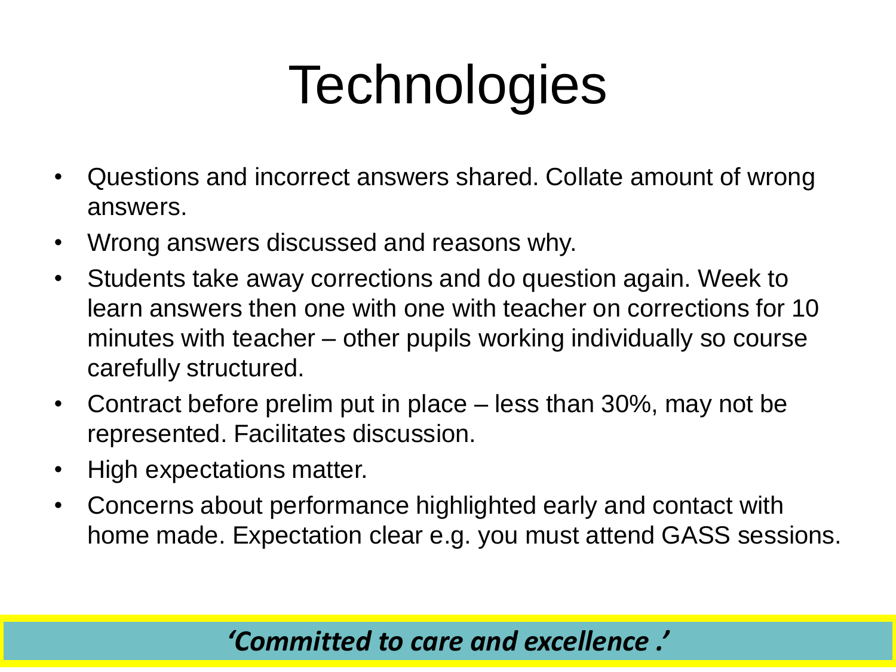# Technologies

- Questions and incorrect answers shared. Collate amount of wrong answers.
- Wrong answers discussed and reasons why.
- Students take away corrections and do question again. Week to learn answers then one with one with teacher on corrections for 10 minutes with teacher – other pupils working individually so course carefully structured.
- Contract before prelim put in place – less than 30%, may not be represented. Facilitates discussion.
- High expectations matter.
- Concerns about performance highlighted early and contact with home made. Expectation clear e.g. you must attend GASS sessions.

***'Committed to care and excellence .'***